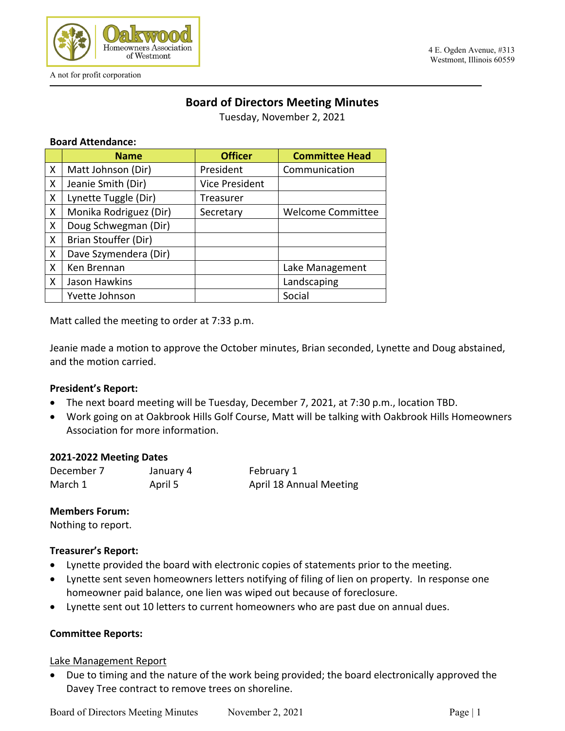Oakwood Homeowners Association of Westmont

A not for profit corporation

4 E. Ogden Avenue, #313
Westmont, Illinois 60559

# Board of Directors Meeting Minutes

Tuesday, November 2, 2021

**Board Attendance:**

| | Name | Officer | Committee Head |
|---|---|---|---|
| X | Matt Johnson (Dir) | President | Communication |
| X | Jeanie Smith (Dir) | Vice President | |
| X | Lynette Tuggle (Dir) | Treasurer | |
| X | Monika Rodriguez (Dir) | Secretary | Welcome Committee |
| X | Doug Schwegman (Dir) | | |
| X | Brian Stouffer (Dir) | | |
| X | Dave Szymendera (Dir) | | |
| X | Ken Brennan | | Lake Management |
| X | Jason Hawkins | | Landscaping |
| | Yvette Johnson | | Social |

Matt called the meeting to order at 7:33 p.m.

Jeanie made a motion to approve the October minutes, Brian seconded, Lynette and Doug abstained, and the motion carried.

**President's Report:**

- The next board meeting will be Tuesday, December 7, 2021, at 7:30 p.m., location TBD.
- Work going on at Oakbrook Hills Golf Course, Matt will be talking with Oakbrook Hills Homeowners Association for more information.

**2021-2022 Meeting Dates**

| | | |
|---|---|---|
| December 7 | January 4 | February 1 |
| March 1 | April 5 | April 18 Annual Meeting |

**Members Forum:**

Nothing to report.

**Treasurer's Report:**

- Lynette provided the board with electronic copies of statements prior to the meeting.
- Lynette sent seven homeowners letters notifying of filing of lien on property. In response one homeowner paid balance, one lien was wiped out because of foreclosure.
- Lynette sent out 10 letters to current homeowners who are past due on annual dues.

**Committee Reports:**

<u>Lake Management Report</u>

- Due to timing and the nature of the work being provided; the board electronically approved the Davey Tree contract to remove trees on shoreline.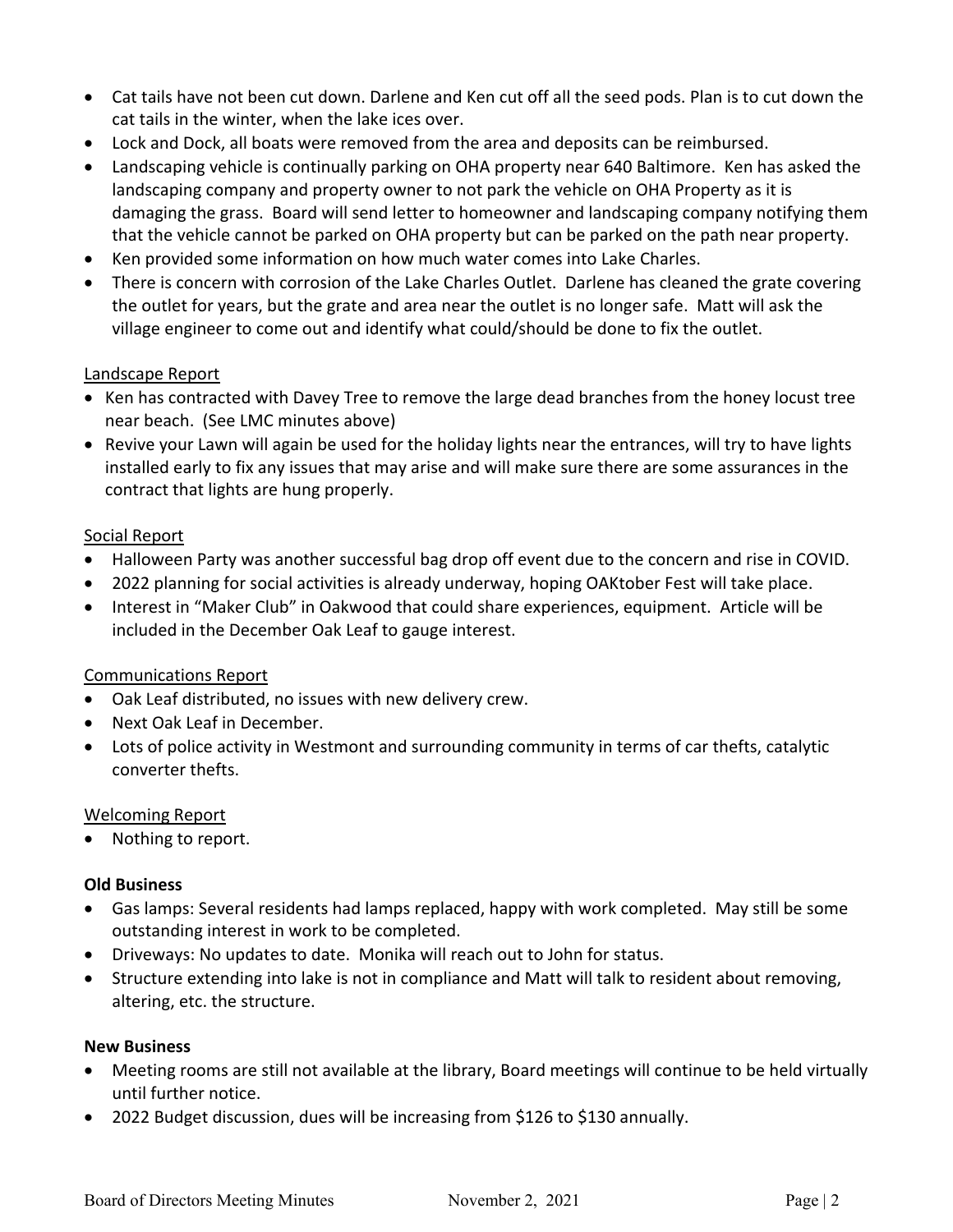- Cat tails have not been cut down. Darlene and Ken cut off all the seed pods. Plan is to cut down the cat tails in the winter, when the lake ices over.
- Lock and Dock, all boats were removed from the area and deposits can be reimbursed.
- Landscaping vehicle is continually parking on OHA property near 640 Baltimore. Ken has asked the landscaping company and property owner to not park the vehicle on OHA Property as it is damaging the grass. Board will send letter to homeowner and landscaping company notifying them that the vehicle cannot be parked on OHA property but can be parked on the path near property.
- Ken provided some information on how much water comes into Lake Charles.
- There is concern with corrosion of the Lake Charles Outlet. Darlene has cleaned the grate covering the outlet for years, but the grate and area near the outlet is no longer safe. Matt will ask the village engineer to come out and identify what could/should be done to fix the outlet.

<u>Landscape Report</u>

- Ken has contracted with Davey Tree to remove the large dead branches from the honey locust tree near beach. (See LMC minutes above)
- Revive your Lawn will again be used for the holiday lights near the entrances, will try to have lights installed early to fix any issues that may arise and will make sure there are some assurances in the contract that lights are hung properly.

<u>Social Report</u>

- Halloween Party was another successful bag drop off event due to the concern and rise in COVID.
- 2022 planning for social activities is already underway, hoping OAKtober Fest will take place.
- Interest in "Maker Club" in Oakwood that could share experiences, equipment. Article will be included in the December Oak Leaf to gauge interest.

<u>Communications Report</u>

- Oak Leaf distributed, no issues with new delivery crew.
- Next Oak Leaf in December.
- Lots of police activity in Westmont and surrounding community in terms of car thefts, catalytic converter thefts.

<u>Welcoming Report</u>

- Nothing to report.

**Old Business**

- Gas lamps: Several residents had lamps replaced, happy with work completed. May still be some outstanding interest in work to be completed.
- Driveways: No updates to date. Monika will reach out to John for status.
- Structure extending into lake is not in compliance and Matt will talk to resident about removing, altering, etc. the structure.

**New Business**

- Meeting rooms are still not available at the library, Board meetings will continue to be held virtually until further notice.
- 2022 Budget discussion, dues will be increasing from $126 to $130 annually.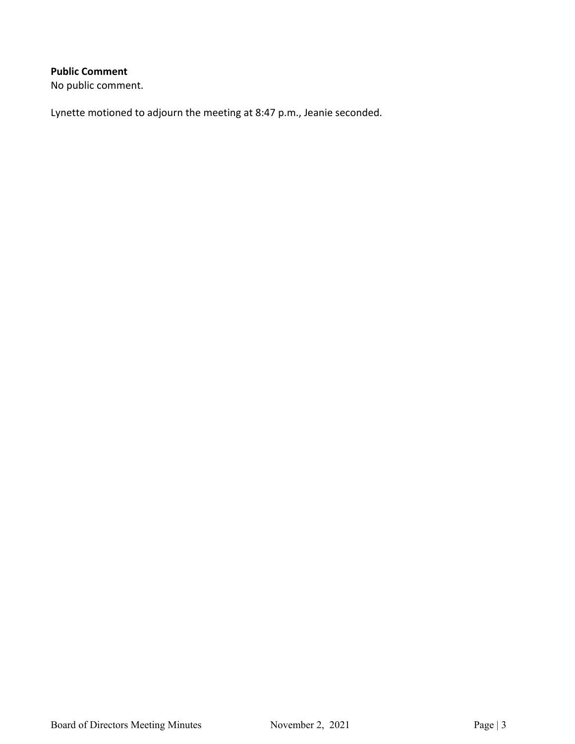**Public Comment**
No public comment.

Lynette motioned to adjourn the meeting at 8:47 p.m., Jeanie seconded.